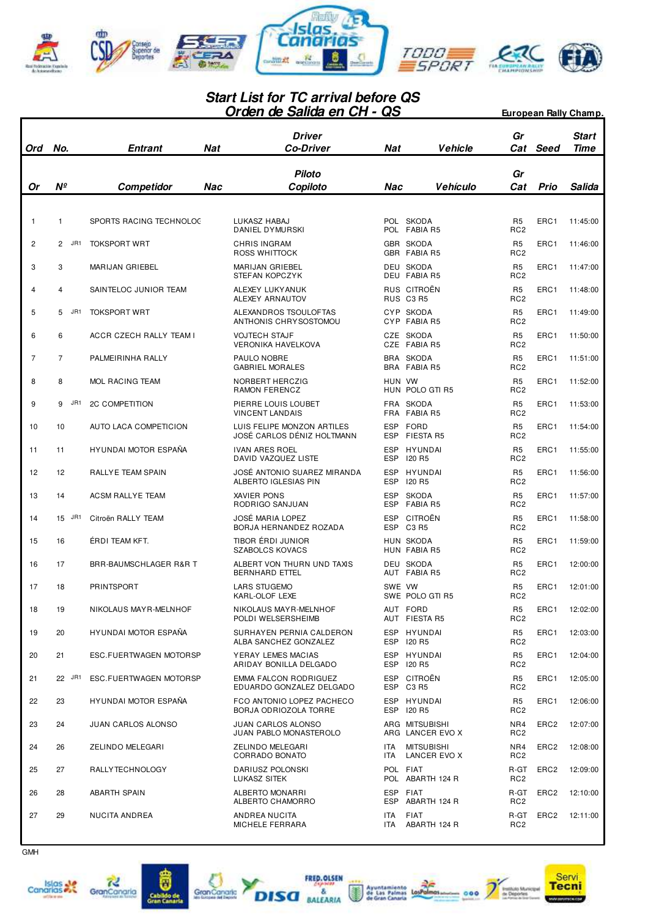# Start List for TC arrival before QS
## Orden de Salida en CH - QS

**European Rally Champ.**

| Ord / Or | No. / Nº | Entrant / Competidor | Nat / Nac | Driver / Co-Driver (Piloto / Copiloto) | Nat / Nac | Vehicle / Vehículo | Gr Cat | Seed / Prio | Start Time / Salida |
|---|---|---|---|---|---|---|---|---|---|
| 1 | 1 | SPORTS RACING TECHNOLOG | | LUKASZ HABAJ<br>DANIEL DYMURSKI | POL<br>POL | SKODA<br>FABIA R5 | R5<br>RC2 | ERC1 | 11:45:00 |
| 2 | 2 JR1 | TOKSPORT WRT | | CHRIS INGRAM<br>ROSS WHITTOCK | GBR<br>GBR | SKODA<br>FABIA R5 | R5<br>RC2 | ERC1 | 11:46:00 |
| 3 | 3 | MARIJAN GRIEBEL | | MARIJAN GRIEBEL<br>STEFAN KOPCZYK | DEU<br>DEU | SKODA<br>FABIA R5 | R5<br>RC2 | ERC1 | 11:47:00 |
| 4 | 4 | SAINTELOC JUNIOR TEAM | | ALEXEY LUKYANUK<br>ALEXEY ARNAUTOV | RUS<br>RUS | CITROËN<br>C3 R5 | R5<br>RC2 | ERC1 | 11:48:00 |
| 5 | 5 JR1 | TOKSPORT WRT | | ALEXANDROS TSOULOFTAS<br>ANTHONIS CHRYSOSTOMOU | CYP<br>CYP | SKODA<br>FABIA R5 | R5<br>RC2 | ERC1 | 11:49:00 |
| 6 | 6 | ACCR CZECH RALLY TEAM I | | VOJTECH STAJF<br>VERONIKA HAVELKOVA | CZE<br>CZE | SKODA<br>FABIA R5 | R5<br>RC2 | ERC1 | 11:50:00 |
| 7 | 7 | PALMEIRINHA RALLY | | PAULO NOBRE<br>GABRIEL MORALES | BRA<br>BRA | SKODA<br>FABIA R5 | R5<br>RC2 | ERC1 | 11:51:00 |
| 8 | 8 | MOL RACING TEAM | | NORBERT HERCZIG<br>RAMON FERENCZ | HUN<br>HUN | VW<br>POLO GTI R5 | R5<br>RC2 | ERC1 | 11:52:00 |
| 9 | 9 JR1 | 2C COMPETITION | | PIERRE LOUIS LOUBET<br>VINCENT LANDAIS | FRA<br>FRA | SKODA<br>FABIA R5 | R5<br>RC2 | ERC1 | 11:53:00 |
| 10 | 10 | AUTO LACA COMPETICION | | LUIS FELIPE MONZON ARTILES<br>JOSÉ CARLOS DÉNIZ HOLTMANN | ESP<br>ESP | FORD<br>FIESTA R5 | R5<br>RC2 | ERC1 | 11:54:00 |
| 11 | 11 | HYUNDAI MOTOR ESPAÑA | | IVAN ARES ROEL<br>DAVID VAZQUEZ LISTE | ESP<br>ESP | HYUNDAI<br>I20 R5 | R5<br>RC2 | ERC1 | 11:55:00 |
| 12 | 12 | RALLYE TEAM SPAIN | | JOSÉ ANTONIO SUAREZ MIRANDA<br>ALBERTO IGLESIAS PIN | ESP<br>ESP | HYUNDAI<br>I20 R5 | R5<br>RC2 | ERC1 | 11:56:00 |
| 13 | 14 | ACSM RALLYE TEAM | | XAVIER PONS<br>RODRIGO SANJUAN | ESP<br>ESP | SKODA<br>FABIA R5 | R5<br>RC2 | ERC1 | 11:57:00 |
| 14 | 15 JR1 | Citroën RALLY TEAM | | JOSÉ MARIA LOPEZ<br>BORJA HERNANDEZ ROZADA | ESP<br>ESP | CITROËN<br>C3 R5 | R5<br>RC2 | ERC1 | 11:58:00 |
| 15 | 16 | ÉRDI TEAM KFT. | | TIBOR ÉRDI JUNIOR<br>SZABOLCS KOVACS | HUN<br>HUN | SKODA<br>FABIA R5 | R5<br>RC2 | ERC1 | 11:59:00 |
| 16 | 17 | BRR-BAUMSCHLAGER R&R T | | ALBERT VON THURN UND TAXIS<br>BERNHARD ETTEL | DEU<br>AUT | SKODA<br>FABIA R5 | R5<br>RC2 | ERC1 | 12:00:00 |
| 17 | 18 | PRINTSPORT | | LARS STUGEMO<br>KARL-OLOF LEXE | SWE<br>SWE | VW<br>POLO GTI R5 | R5<br>RC2 | ERC1 | 12:01:00 |
| 18 | 19 | NIKOLAUS MAYR-MELNHOF | | NIKOLAUS MAYR-MELNHOF<br>POLDI WELSERSHEIMB | AUT<br>AUT | FORD<br>FIESTA R5 | R5<br>RC2 | ERC1 | 12:02:00 |
| 19 | 20 | HYUNDAI MOTOR ESPAÑA | | SURHAYEN PERNIA CALDERON<br>ALBA SANCHEZ GONZALEZ | ESP<br>ESP | HYUNDAI<br>I20 R5 | R5<br>RC2 | ERC1 | 12:03:00 |
| 20 | 21 | ESC.FUERTWAGEN MOTORSP | | YERAY LEMES MACIAS<br>ARIDAY BONILLA DELGADO | ESP<br>ESP | HYUNDAI<br>I20 R5 | R5<br>RC2 | ERC1 | 12:04:00 |
| 21 | 22 JR1 | ESC.FUERTWAGEN MOTORSP | | EMMA FALCON RODRIGUEZ<br>EDUARDO GONZALEZ DELGADO | ESP<br>ESP | CITROËN<br>C3 R5 | R5<br>RC2 | ERC1 | 12:05:00 |
| 22 | 23 | HYUNDAI MOTOR ESPAÑA | | FCO ANTONIO LOPEZ PACHECO<br>BORJA ODRIOZOLA TORRE | ESP<br>ESP | HYUNDAI<br>I20 R5 | R5<br>RC2 | ERC1 | 12:06:00 |
| 23 | 24 | JUAN CARLOS ALONSO | | JUAN CARLOS ALONSO<br>JUAN PABLO MONASTEROLO | ARG<br>ARG | MITSUBISHI<br>LANCER EVO X | NR4<br>RC2 | ERC2 | 12:07:00 |
| 24 | 26 | ZELINDO MELEGARI | | ZELINDO MELEGARI<br>CORRADO BONATO | ITA<br>ITA | MITSUBISHI<br>LANCER EVO X | NR4<br>RC2 | ERC2 | 12:08:00 |
| 25 | 27 | RALLYTECHNOLOGY | | DARIUSZ POLONSKI<br>LUKASZ SITEK | POL<br>POL | FIAT<br>ABARTH 124 R | R-GT<br>RC2 | ERC2 | 12:09:00 |
| 26 | 28 | ABARTH SPAIN | | ALBERTO MONARRI<br>ALBERTO CHAMORRO | ESP<br>ESP | FIAT<br>ABARTH 124 R | R-GT<br>RC2 | ERC2 | 12:10:00 |
| 27 | 29 | NUCITA ANDREA | | ANDREA NUCITA<br>MICHELE FERRARA | ITA<br>ITA | FIAT<br>ABARTH 124 R | R-GT<br>RC2 | ERC2 | 12:11:00 |

GMH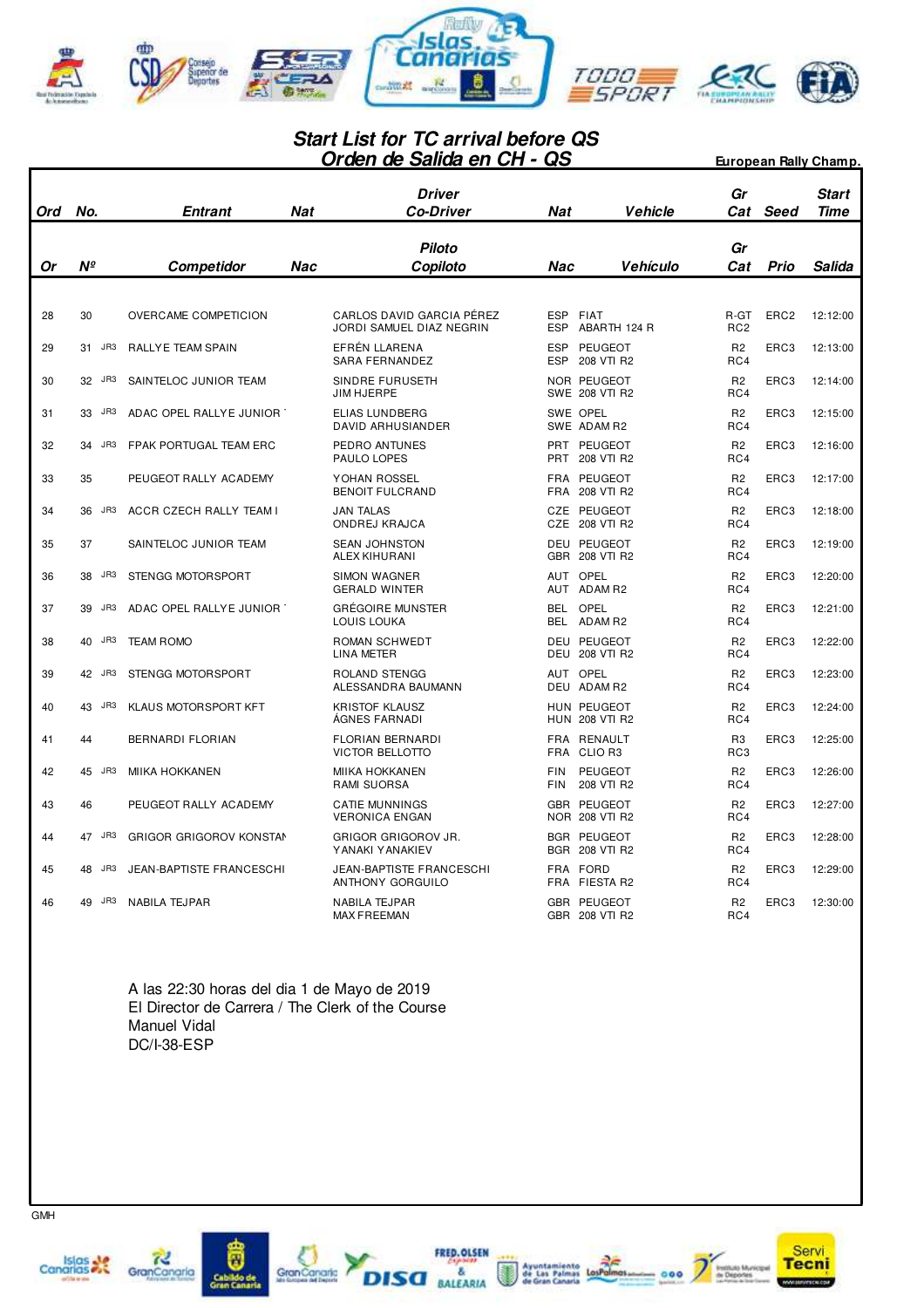## Start List for TC arrival before QS
## Orden de Salida en CH - QS

European Rally Champ.

| Ord / Or | No. / Nº | | Entrant / Competidor | Nat / Nac | Driver / Co-Driver — Piloto / Copiloto | Nat / Nac | Vehicle / Vehículo | Gr Cat | Seed / Prio | Start Time / Salida |
|---|---|---|---|---|---|---|---|---|---|---|
| 28 | 30 | | OVERCAME COMPETICION | | CARLOS DAVID GARCIA PÉREZ<br>JORDI SAMUEL DIAZ NEGRIN | ESP<br>ESP | FIAT<br>ABARTH 124 R | R-GT<br>RC2 | ERC2 | 12:12:00 |
| 29 | 31 | JR3 | RALLYE TEAM SPAIN | | EFRÉN LLARENA<br>SARA FERNANDEZ | ESP<br>ESP | PEUGEOT<br>208 VTI R2 | R2<br>RC4 | ERC3 | 12:13:00 |
| 30 | 32 | JR3 | SAINTELOC JUNIOR TEAM | | SINDRE FURUSETH<br>JIM HJERPE | NOR<br>SWE | PEUGEOT<br>208 VTI R2 | R2<br>RC4 | ERC3 | 12:14:00 |
| 31 | 33 | JR3 | ADAC OPEL RALLYE JUNIOR | | ELIAS LUNDBERG<br>DAVID ARHUSIANDER | SWE<br>SWE | OPEL<br>ADAM R2 | R2<br>RC4 | ERC3 | 12:15:00 |
| 32 | 34 | JR3 | FPAK PORTUGAL TEAM ERC | | PEDRO ANTUNES<br>PAULO LOPES | PRT<br>PRT | PEUGEOT<br>208 VTI R2 | R2<br>RC4 | ERC3 | 12:16:00 |
| 33 | 35 | | PEUGEOT RALLY ACADEMY | | YOHAN ROSSEL<br>BENOIT FULCRAND | FRA<br>FRA | PEUGEOT<br>208 VTI R2 | R2<br>RC4 | ERC3 | 12:17:00 |
| 34 | 36 | JR3 | ACCR CZECH RALLY TEAM I | | JAN TALAS<br>ONDREJ KRAJCA | CZE<br>CZE | PEUGEOT<br>208 VTI R2 | R2<br>RC4 | ERC3 | 12:18:00 |
| 35 | 37 | | SAINTELOC JUNIOR TEAM | | SEAN JOHNSTON<br>ALEX KIHURANI | DEU<br>GBR | PEUGEOT<br>208 VTI R2 | R2<br>RC4 | ERC3 | 12:19:00 |
| 36 | 38 | JR3 | STENGG MOTORSPORT | | SIMON WAGNER<br>GERALD WINTER | AUT<br>AUT | OPEL<br>ADAM R2 | R2<br>RC4 | ERC3 | 12:20:00 |
| 37 | 39 | JR3 | ADAC OPEL RALLYE JUNIOR | | GRÉGOIRE MUNSTER<br>LOUIS LOUKA | BEL<br>BEL | OPEL<br>ADAM R2 | R2<br>RC4 | ERC3 | 12:21:00 |
| 38 | 40 | JR3 | TEAM ROMO | | ROMAN SCHWEDT<br>LINA METER | DEU<br>DEU | PEUGEOT<br>208 VTI R2 | R2<br>RC4 | ERC3 | 12:22:00 |
| 39 | 42 | JR3 | STENGG MOTORSPORT | | ROLAND STENGG<br>ALESSANDRA BAUMANN | AUT<br>DEU | OPEL<br>ADAM R2 | R2<br>RC4 | ERC3 | 12:23:00 |
| 40 | 43 | JR3 | KLAUS MOTORSPORT KFT | | KRISTOF KLAUSZ<br>ÁGNES FARNADI | HUN<br>HUN | PEUGEOT<br>208 VTI R2 | R2<br>RC4 | ERC3 | 12:24:00 |
| 41 | 44 | | BERNARDI FLORIAN | | FLORIAN BERNARDI<br>VICTOR BELLOTTO | FRA<br>FRA | RENAULT<br>CLIO R3 | R3<br>RC3 | ERC3 | 12:25:00 |
| 42 | 45 | JR3 | MIIKA HOKKANEN | | MIIKA HOKKANEN<br>RAMI SUORSA | FIN<br>FIN | PEUGEOT<br>208 VTI R2 | R2<br>RC4 | ERC3 | 12:26:00 |
| 43 | 46 | | PEUGEOT RALLY ACADEMY | | CATIE MUNNINGS<br>VERONICA ENGAN | GBR<br>NOR | PEUGEOT<br>208 VTI R2 | R2<br>RC4 | ERC3 | 12:27:00 |
| 44 | 47 | JR3 | GRIGOR GRIGOROV KONSTAN | | GRIGOR GRIGOROV JR.<br>YANAKI YANAKIEV | BGR<br>BGR | PEUGEOT<br>208 VTI R2 | R2<br>RC4 | ERC3 | 12:28:00 |
| 45 | 48 | JR3 | JEAN-BAPTISTE FRANCESCHI | | JEAN-BAPTISTE FRANCESCHI<br>ANTHONY GORGUILO | FRA<br>FRA | FORD<br>FIESTA R2 | R2<br>RC4 | ERC3 | 12:29:00 |
| 46 | 49 | JR3 | NABILA TEJPAR | | NABILA TEJPAR<br>MAX FREEMAN | GBR<br>GBR | PEUGEOT<br>208 VTI R2 | R2<br>RC4 | ERC3 | 12:30:00 |

A las 22:30 horas del dia 1 de Mayo de 2019
El Director de Carrera / The Clerk of the Course
Manuel Vidal
DC/I-38-ESP

GMH